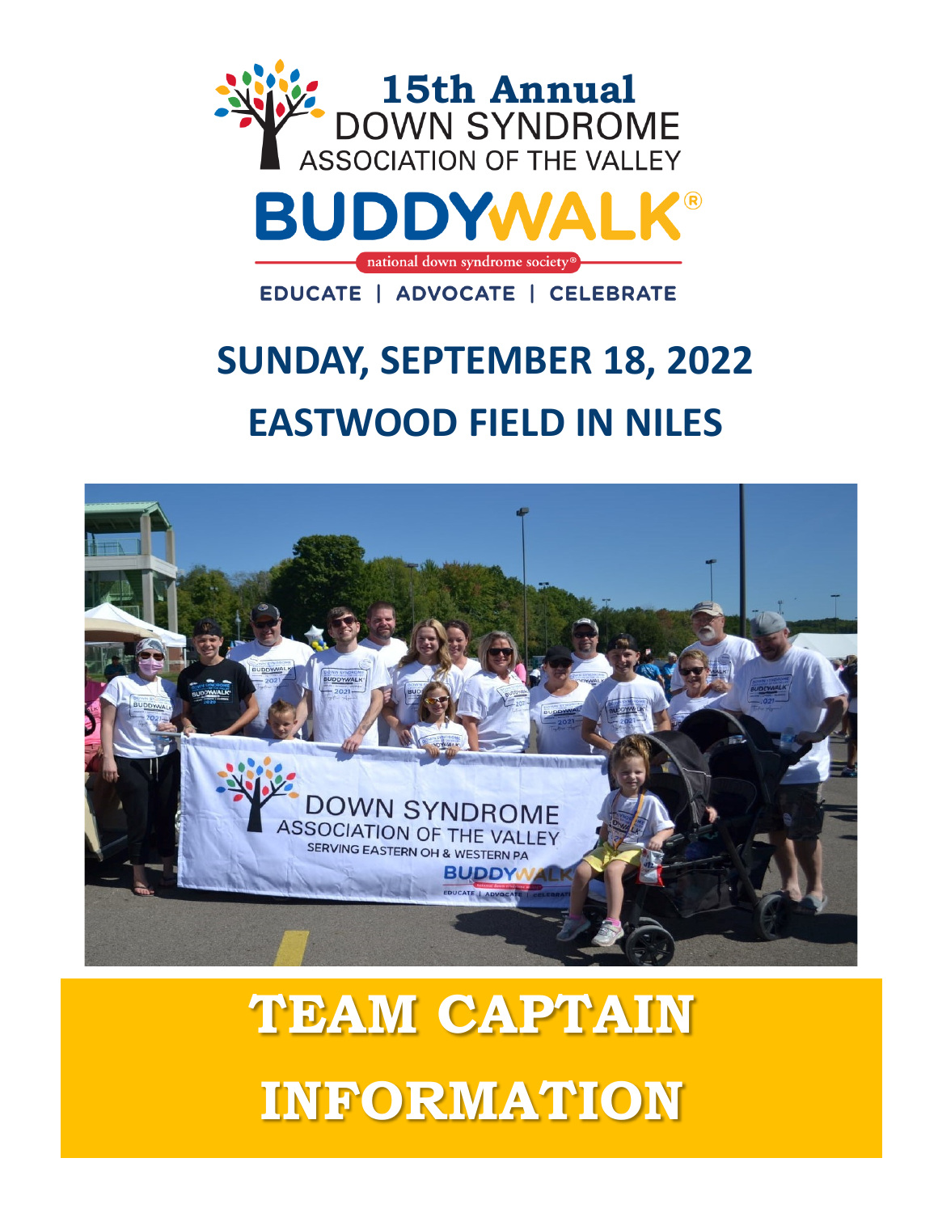# 15th Annual DOWN SYNDROME ASSOCIATION OF THE VALLEY

# BUDDYWALK®

national down syndrome society®

EDUCATE | ADVOCATE | CELEBRATE

## SUNDAY, SEPTEMBER 18, 2022

## EASTWOOD FIELD IN NILES

# TEAM CAPTAIN INFORMATION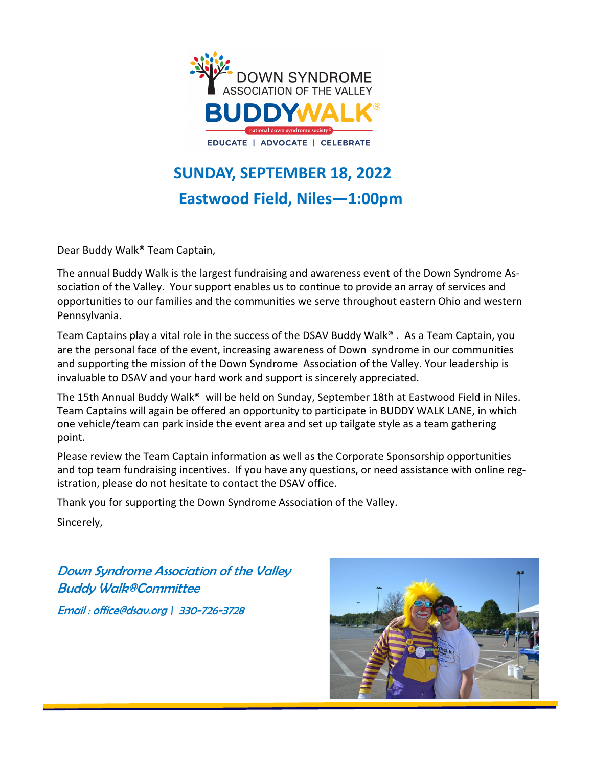DOWN SYNDROME ASSOCIATION OF THE VALLEY

BUDDYWALK®

national down syndrome society®

EDUCATE | ADVOCATE | CELEBRATE

## SUNDAY, SEPTEMBER 18, 2022

## Eastwood Field, Niles—1:00pm

Dear Buddy Walk® Team Captain,

The annual Buddy Walk is the largest fundraising and awareness event of the Down Syndrome Association of the Valley. Your support enables us to continue to provide an array of services and opportunities to our families and the communities we serve throughout eastern Ohio and western Pennsylvania.

Team Captains play a vital role in the success of the DSAV Buddy Walk® . As a Team Captain, you are the personal face of the event, increasing awareness of Down syndrome in our communities and supporting the mission of the Down Syndrome Association of the Valley. Your leadership is invaluable to DSAV and your hard work and support is sincerely appreciated.

The 15th Annual Buddy Walk® will be held on Sunday, September 18th at Eastwood Field in Niles. Team Captains will again be offered an opportunity to participate in BUDDY WALK LANE, in which one vehicle/team can park inside the event area and set up tailgate style as a team gathering point.

Please review the Team Captain information as well as the Corporate Sponsorship opportunities and top team fundraising incentives. If you have any questions, or need assistance with online registration, please do not hesitate to contact the DSAV office.

Thank you for supporting the Down Syndrome Association of the Valley.

Sincerely,

*Down Syndrome Association of the Valley*
*Buddy Walk®Committee*

*Email : office@dsav.org | 330-726-3728*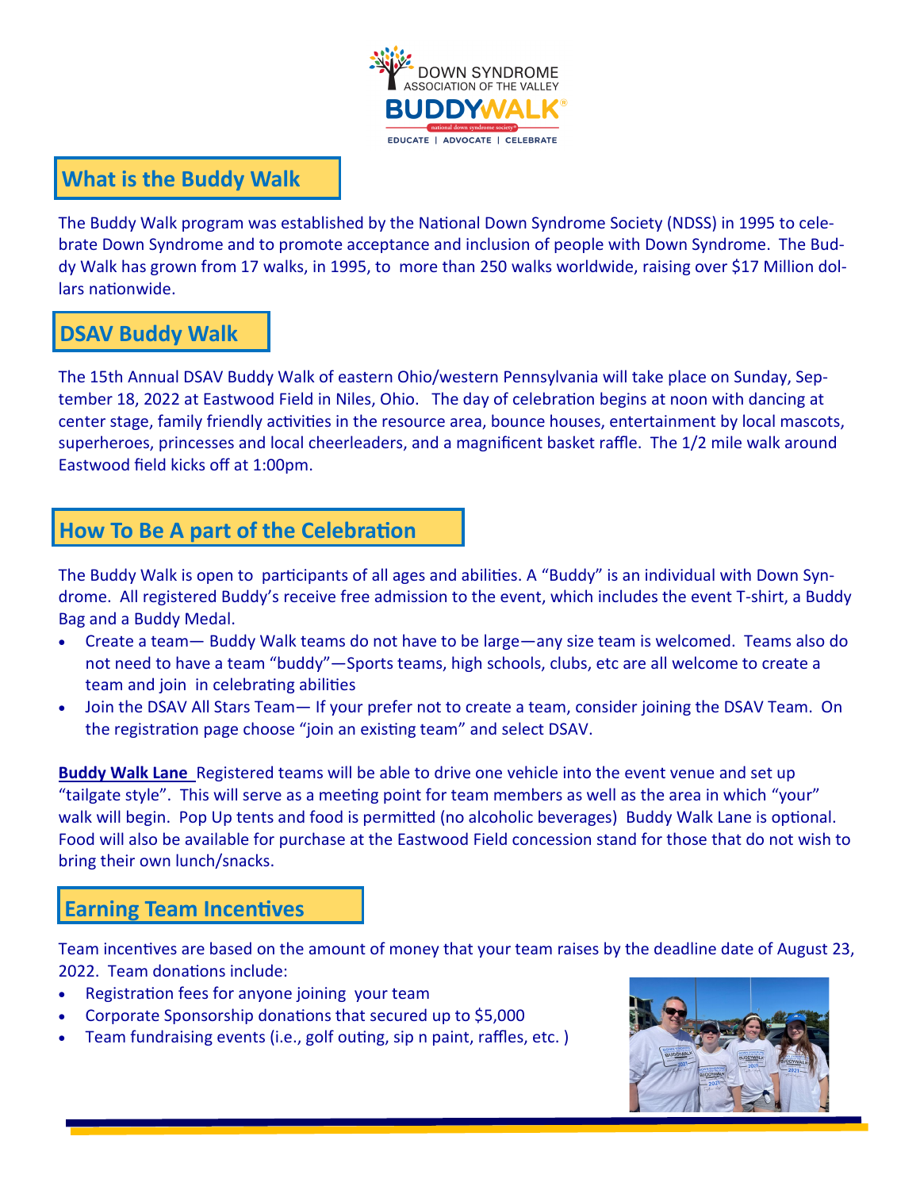DOWN SYNDROME ASSOCIATION OF THE VALLEY BUDDYWALK

EDUCATE | ADVOCATE | CELEBRATE

## What is the Buddy Walk

The Buddy Walk program was established by the National Down Syndrome Society (NDSS) in 1995 to celebrate Down Syndrome and to promote acceptance and inclusion of people with Down Syndrome. The Buddy Walk has grown from 17 walks, in 1995, to more than 250 walks worldwide, raising over $17 Million dollars nationwide.

## DSAV Buddy Walk

The 15th Annual DSAV Buddy Walk of eastern Ohio/western Pennsylvania will take place on Sunday, September 18, 2022 at Eastwood Field in Niles, Ohio. The day of celebration begins at noon with dancing at center stage, family friendly activities in the resource area, bounce houses, entertainment by local mascots, superheroes, princesses and local cheerleaders, and a magnificent basket raffle. The 1/2 mile walk around Eastwood field kicks off at 1:00pm.

## How To Be A part of the Celebration

The Buddy Walk is open to participants of all ages and abilities. A "Buddy" is an individual with Down Syndrome. All registered Buddy's receive free admission to the event, which includes the event T-shirt, a Buddy Bag and a Buddy Medal.

- Create a team— Buddy Walk teams do not have to be large—any size team is welcomed. Teams also do not need to have a team "buddy"—Sports teams, high schools, clubs, etc are all welcome to create a team and join in celebrating abilities
- Join the DSAV All Stars Team— If your prefer not to create a team, consider joining the DSAV Team. On the registration page choose "join an existing team" and select DSAV.

**Buddy Walk Lane** Registered teams will be able to drive one vehicle into the event venue and set up "tailgate style". This will serve as a meeting point for team members as well as the area in which "your" walk will begin. Pop Up tents and food is permitted (no alcoholic beverages) Buddy Walk Lane is optional. Food will also be available for purchase at the Eastwood Field concession stand for those that do not wish to bring their own lunch/snacks.

## Earning Team Incentives

Team incentives are based on the amount of money that your team raises by the deadline date of August 23, 2022. Team donations include:

- Registration fees for anyone joining your team
- Corporate Sponsorship donations that secured up to $5,000
- Team fundraising events (i.e., golf outing, sip n paint, raffles, etc. )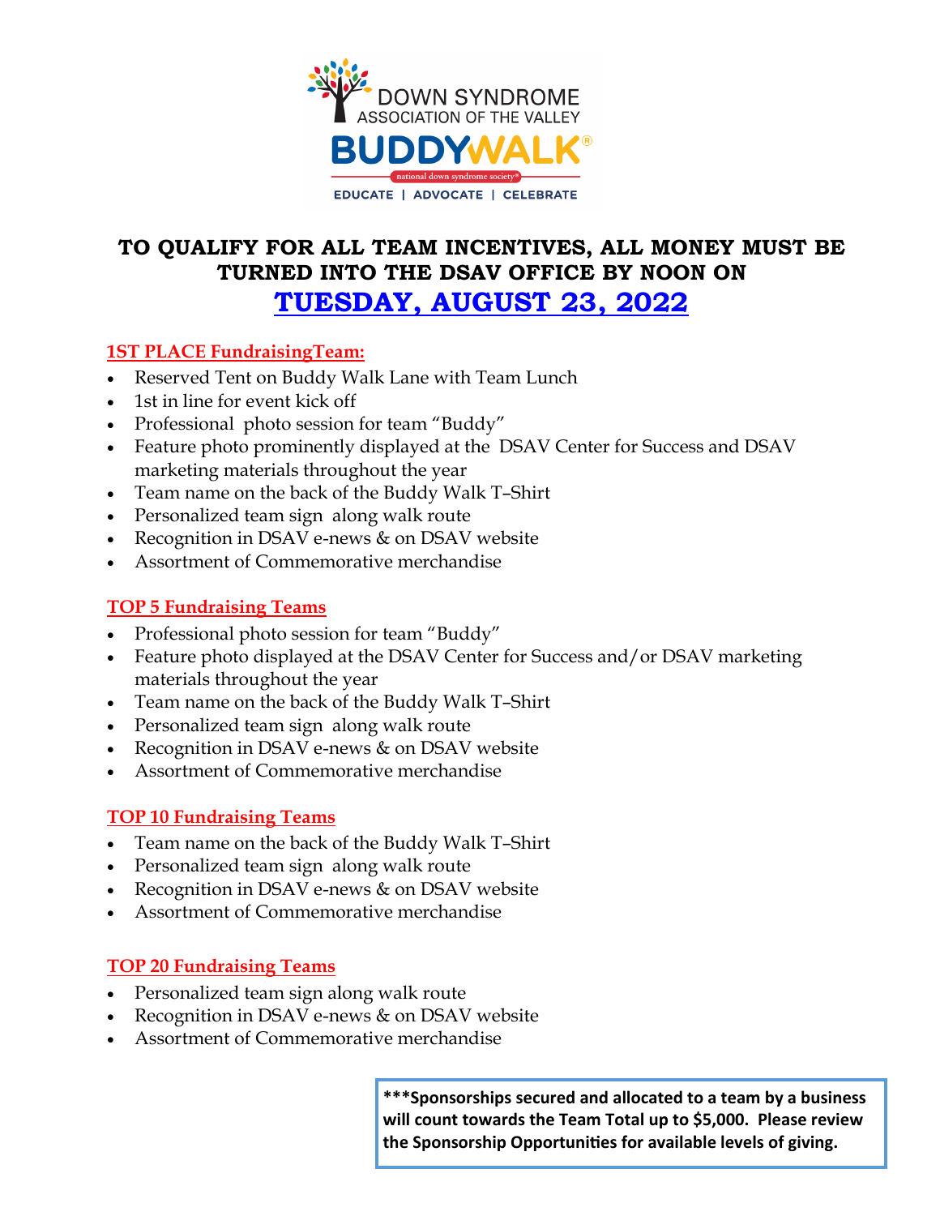DOWN SYNDROME ASSOCIATION OF THE VALLEY

BUDDY WALK®

national down syndrome society®

EDUCATE | ADVOCATE | CELEBRATE

## TO QUALIFY FOR ALL TEAM INCENTIVES, ALL MONEY MUST BE TURNED INTO THE DSAV OFFICE BY NOON ON

## TUESDAY, AUGUST 23, 2022

### 1ST PLACE FundraisingTeam:

- Reserved Tent on Buddy Walk Lane with Team Lunch
- 1st in line for event kick off
- Professional photo session for team "Buddy"
- Feature photo prominently displayed at the DSAV Center for Success and DSAV marketing materials throughout the year
- Team name on the back of the Buddy Walk T–Shirt
- Personalized team sign along walk route
- Recognition in DSAV e-news & on DSAV website
- Assortment of Commemorative merchandise

### TOP 5 Fundraising Teams

- Professional photo session for team "Buddy"
- Feature photo displayed at the DSAV Center for Success and/or DSAV marketing materials throughout the year
- Team name on the back of the Buddy Walk T–Shirt
- Personalized team sign along walk route
- Recognition in DSAV e-news & on DSAV website
- Assortment of Commemorative merchandise

### TOP 10 Fundraising Teams

- Team name on the back of the Buddy Walk T–Shirt
- Personalized team sign along walk route
- Recognition in DSAV e-news & on DSAV website
- Assortment of Commemorative merchandise

### TOP 20 Fundraising Teams

- Personalized team sign along walk route
- Recognition in DSAV e-news & on DSAV website
- Assortment of Commemorative merchandise

**\*\*\*Sponsorships secured and allocated to a team by a business will count towards the Team Total up to $5,000. Please review the Sponsorship Opportunities for available levels of giving.**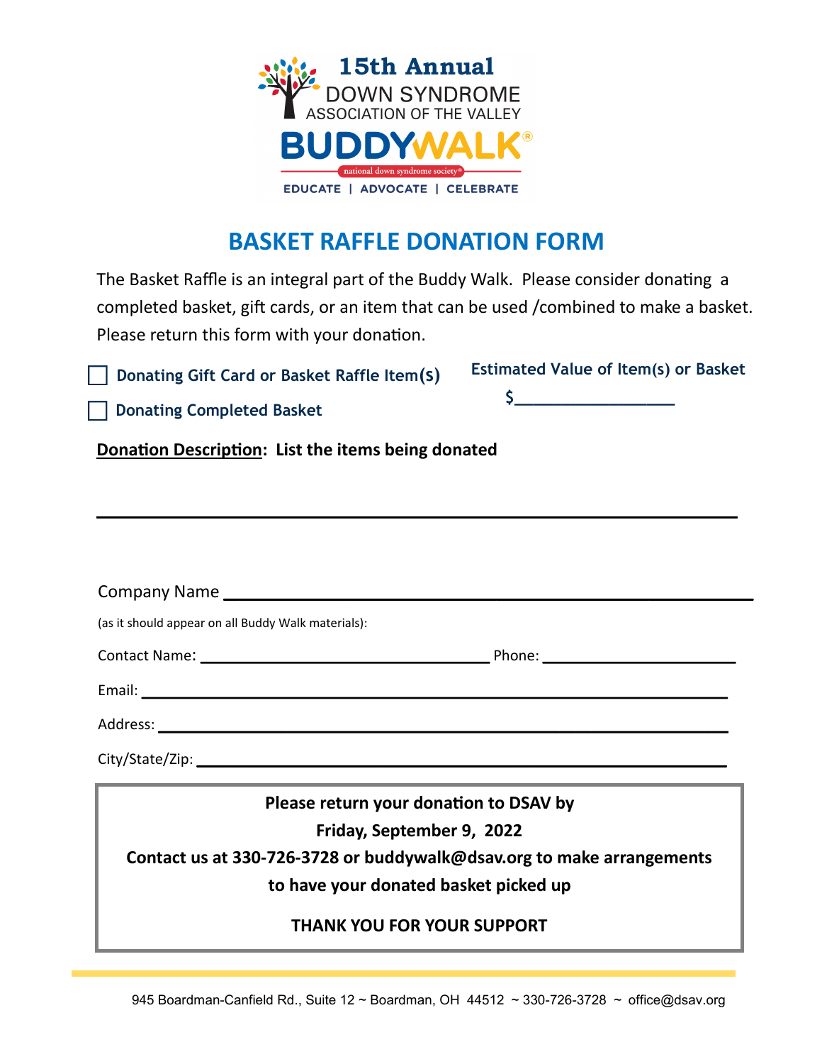15th Annual
DOWN SYNDROME
ASSOCIATION OF THE VALLEY
BUDDYWALK®
national down syndrome society®
EDUCATE | ADVOCATE | CELEBRATE

# BASKET RAFFLE DONATION FORM

The Basket Raffle is an integral part of the Buddy Walk. Please consider donating a completed basket, gift cards, or an item that can be used /combined to make a basket. Please return this form with your donation.

☐ **Donating Gift Card or Basket Raffle Item(s)**

☐ **Donating Completed Basket**

**Estimated Value of Item(s) or Basket**

$________________

**Donation Description: List the items being donated**

______________________________________________________________________

Company Name ____________________________________________________

(as it should appear on all Buddy Walk materials):

Contact Name: ______________________________ Phone: __________________

Email: __________________________________________________________

Address: ________________________________________________________

City/State/Zip: ___________________________________________________

**Please return your donation to DSAV by**

**Friday, September 9, 2022**

**Contact us at 330-726-3728 or buddywalk@dsav.org to make arrangements to have your donated basket picked up**

**THANK YOU FOR YOUR SUPPORT**

945 Boardman-Canfield Rd., Suite 12 ~ Boardman, OH 44512 ~ 330-726-3728 ~ office@dsav.org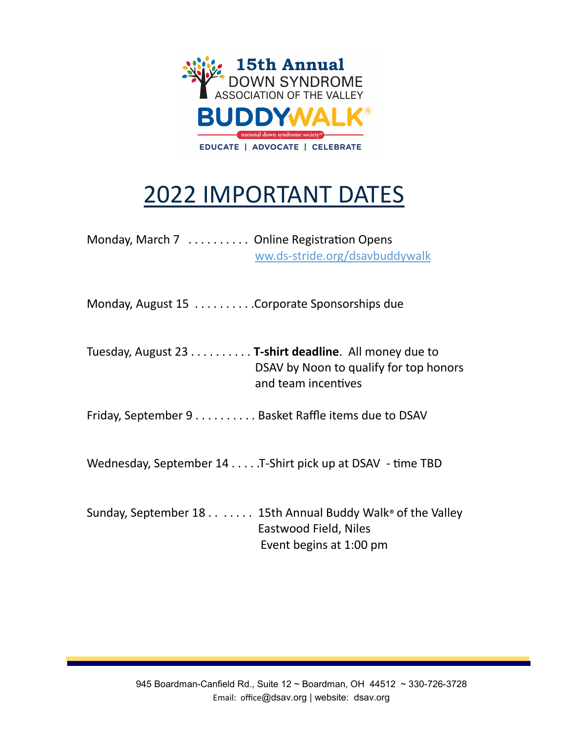15th Annual
DOWN SYNDROME
ASSOCIATION OF THE VALLEY
BUDDYWALK®
national down syndrome society®
EDUCATE | ADVOCATE | CELEBRATE

# 2022 IMPORTANT DATES

Monday, March 7 . . . . . . . . . . Online Registration Opens
ww.ds-stride.org/dsavbuddywalk

Monday, August 15 . . . . . . . . . .Corporate Sponsorships due

Tuesday, August 23 . . . . . . . . . . **T-shirt deadline**. All money due to DSAV by Noon to qualify for top honors and team incentives

Friday, September 9 . . . . . . . . . . Basket Raffle items due to DSAV

Wednesday, September 14 . . . . .T-Shirt pick up at DSAV - time TBD

Sunday, September 18 . . . . . . . 15th Annual Buddy Walk® of the Valley
Eastwood Field, Niles
Event begins at 1:00 pm

945 Boardman-Canfield Rd., Suite 12 ~ Boardman, OH 44512 ~ 330-726-3728
Email: office@dsav.org | website: dsav.org